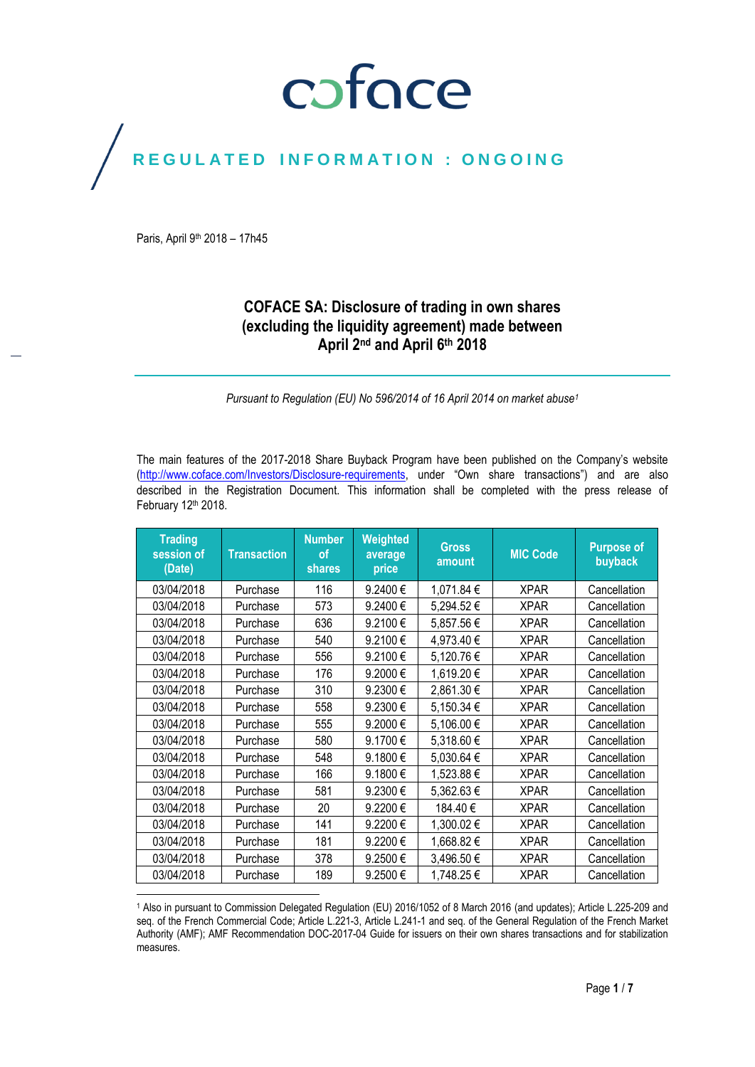coface

REGULATED INFORMATION : ONGOING

Paris, April 9th 2018 – 17h45

# COFACE SA: Disclosure of trading in own shares (excluding the liquidity agreement) made between April 2nd and April 6th 2018

*Pursuant to Regulation (EU) No 596/2014 of 16 April 2014 on market abuse[1]*

The main features of the 2017-2018 Share Buyback Program have been published on the Company's website (http://www.coface.com/Investors/Disclosure-requirements, under "Own share transactions") and are also described in the Registration Document. This information shall be completed with the press release of February 12th 2018.

| Trading session of (Date) | Transaction | Number of shares | Weighted average price | Gross amount | MIC Code | Purpose of buyback |
|---|---|---|---|---|---|---|
| 03/04/2018 | Purchase | 116 | 9.2400 € | 1,071.84 € | XPAR | Cancellation |
| 03/04/2018 | Purchase | 573 | 9.2400 € | 5,294.52 € | XPAR | Cancellation |
| 03/04/2018 | Purchase | 636 | 9.2100 € | 5,857.56 € | XPAR | Cancellation |
| 03/04/2018 | Purchase | 540 | 9.2100 € | 4,973.40 € | XPAR | Cancellation |
| 03/04/2018 | Purchase | 556 | 9.2100 € | 5,120.76 € | XPAR | Cancellation |
| 03/04/2018 | Purchase | 176 | 9.2000 € | 1,619.20 € | XPAR | Cancellation |
| 03/04/2018 | Purchase | 310 | 9.2300 € | 2,861.30 € | XPAR | Cancellation |
| 03/04/2018 | Purchase | 558 | 9.2300 € | 5,150.34 € | XPAR | Cancellation |
| 03/04/2018 | Purchase | 555 | 9.2000 € | 5,106.00 € | XPAR | Cancellation |
| 03/04/2018 | Purchase | 580 | 9.1700 € | 5,318.60 € | XPAR | Cancellation |
| 03/04/2018 | Purchase | 548 | 9.1800 € | 5,030.64 € | XPAR | Cancellation |
| 03/04/2018 | Purchase | 166 | 9.1800 € | 1,523.88 € | XPAR | Cancellation |
| 03/04/2018 | Purchase | 581 | 9.2300 € | 5,362.63 € | XPAR | Cancellation |
| 03/04/2018 | Purchase | 20 | 9.2200 € | 184.40 € | XPAR | Cancellation |
| 03/04/2018 | Purchase | 141 | 9.2200 € | 1,300.02 € | XPAR | Cancellation |
| 03/04/2018 | Purchase | 181 | 9.2200 € | 1,668.82 € | XPAR | Cancellation |
| 03/04/2018 | Purchase | 378 | 9.2500 € | 3,496.50 € | XPAR | Cancellation |
| 03/04/2018 | Purchase | 189 | 9.2500 € | 1,748.25 € | XPAR | Cancellation |

[1] Also in pursuant to Commission Delegated Regulation (EU) 2016/1052 of 8 March 2016 (and updates); Article L.225-209 and seq. of the French Commercial Code; Article L.221-3, Article L.241-1 and seq. of the General Regulation of the French Market Authority (AMF); AMF Recommendation DOC-2017-04 Guide for issuers on their own shares transactions and for stabilization measures.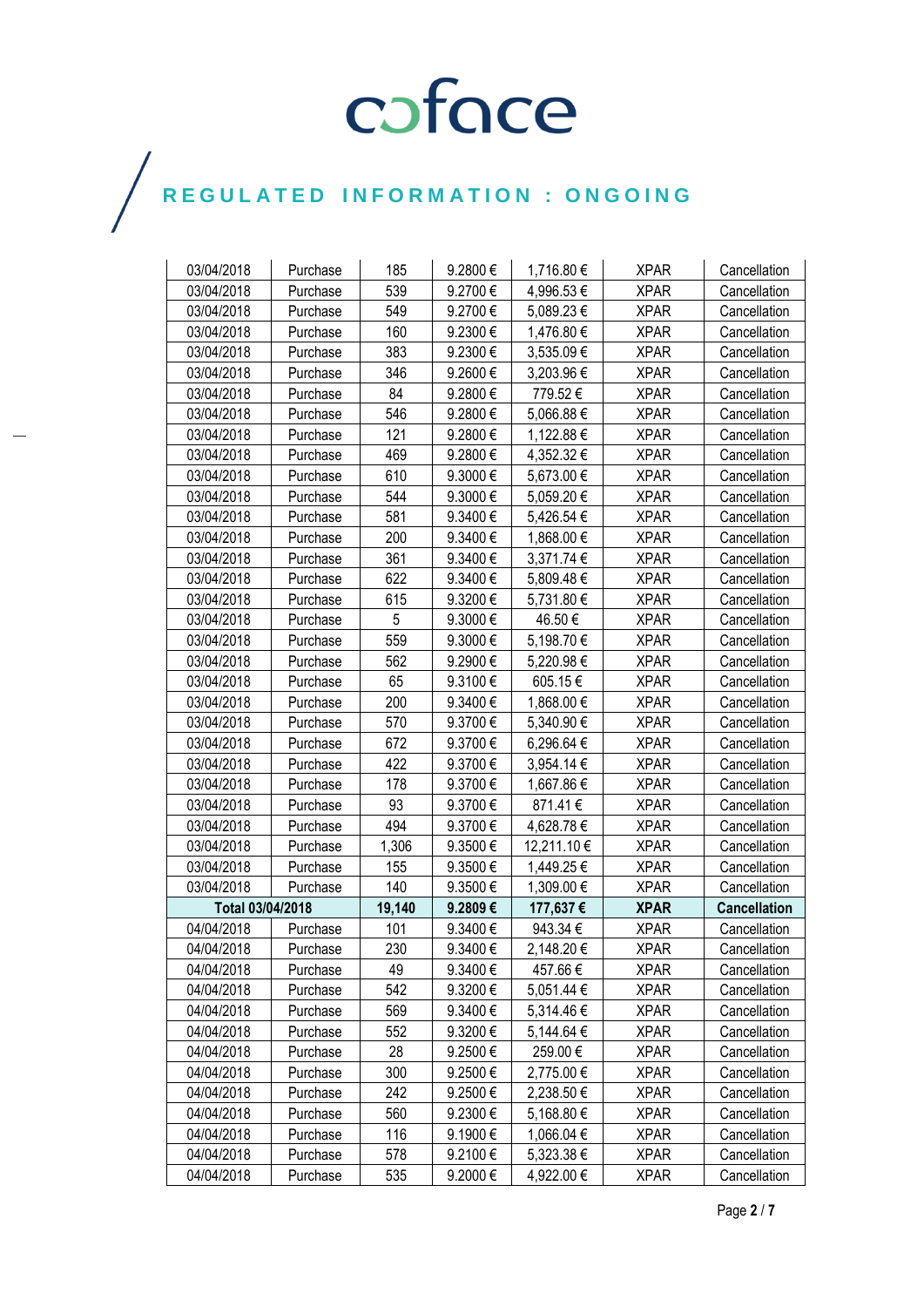# coface

## REGULATED INFORMATION : ONGOING

| 03/04/2018 | Purchase | 185 | 9.2800 € | 1,716.80 € | XPAR | Cancellation |
|---|---|---|---|---|---|---|
| 03/04/2018 | Purchase | 539 | 9.2700 € | 4,996.53 € | XPAR | Cancellation |
| 03/04/2018 | Purchase | 549 | 9.2700 € | 5,089.23 € | XPAR | Cancellation |
| 03/04/2018 | Purchase | 160 | 9.2300 € | 1,476.80 € | XPAR | Cancellation |
| 03/04/2018 | Purchase | 383 | 9.2300 € | 3,535.09 € | XPAR | Cancellation |
| 03/04/2018 | Purchase | 346 | 9.2600 € | 3,203.96 € | XPAR | Cancellation |
| 03/04/2018 | Purchase | 84 | 9.2800 € | 779.52 € | XPAR | Cancellation |
| 03/04/2018 | Purchase | 546 | 9.2800 € | 5,066.88 € | XPAR | Cancellation |
| 03/04/2018 | Purchase | 121 | 9.2800 € | 1,122.88 € | XPAR | Cancellation |
| 03/04/2018 | Purchase | 469 | 9.2800 € | 4,352.32 € | XPAR | Cancellation |
| 03/04/2018 | Purchase | 610 | 9.3000 € | 5,673.00 € | XPAR | Cancellation |
| 03/04/2018 | Purchase | 544 | 9.3000 € | 5,059.20 € | XPAR | Cancellation |
| 03/04/2018 | Purchase | 581 | 9.3400 € | 5,426.54 € | XPAR | Cancellation |
| 03/04/2018 | Purchase | 200 | 9.3400 € | 1,868.00 € | XPAR | Cancellation |
| 03/04/2018 | Purchase | 361 | 9.3400 € | 3,371.74 € | XPAR | Cancellation |
| 03/04/2018 | Purchase | 622 | 9.3400 € | 5,809.48 € | XPAR | Cancellation |
| 03/04/2018 | Purchase | 615 | 9.3200 € | 5,731.80 € | XPAR | Cancellation |
| 03/04/2018 | Purchase | 5 | 9.3000 € | 46.50 € | XPAR | Cancellation |
| 03/04/2018 | Purchase | 559 | 9.3000 € | 5,198.70 € | XPAR | Cancellation |
| 03/04/2018 | Purchase | 562 | 9.2900 € | 5,220.98 € | XPAR | Cancellation |
| 03/04/2018 | Purchase | 65 | 9.3100 € | 605.15 € | XPAR | Cancellation |
| 03/04/2018 | Purchase | 200 | 9.3400 € | 1,868.00 € | XPAR | Cancellation |
| 03/04/2018 | Purchase | 570 | 9.3700 € | 5,340.90 € | XPAR | Cancellation |
| 03/04/2018 | Purchase | 672 | 9.3700 € | 6,296.64 € | XPAR | Cancellation |
| 03/04/2018 | Purchase | 422 | 9.3700 € | 3,954.14 € | XPAR | Cancellation |
| 03/04/2018 | Purchase | 178 | 9.3700 € | 1,667.86 € | XPAR | Cancellation |
| 03/04/2018 | Purchase | 93 | 9.3700 € | 871.41 € | XPAR | Cancellation |
| 03/04/2018 | Purchase | 494 | 9.3700 € | 4,628.78 € | XPAR | Cancellation |
| 03/04/2018 | Purchase | 1,306 | 9.3500 € | 12,211.10 € | XPAR | Cancellation |
| 03/04/2018 | Purchase | 155 | 9.3500 € | 1,449.25 € | XPAR | Cancellation |
| 03/04/2018 | Purchase | 140 | 9.3500 € | 1,309.00 € | XPAR | Cancellation |
| **Total 03/04/2018** | | **19,140** | **9.2809 €** | **177,637 €** | **XPAR** | **Cancellation** |
| 04/04/2018 | Purchase | 101 | 9.3400 € | 943.34 € | XPAR | Cancellation |
| 04/04/2018 | Purchase | 230 | 9.3400 € | 2,148.20 € | XPAR | Cancellation |
| 04/04/2018 | Purchase | 49 | 9.3400 € | 457.66 € | XPAR | Cancellation |
| 04/04/2018 | Purchase | 542 | 9.3200 € | 5,051.44 € | XPAR | Cancellation |
| 04/04/2018 | Purchase | 569 | 9.3400 € | 5,314.46 € | XPAR | Cancellation |
| 04/04/2018 | Purchase | 552 | 9.3200 € | 5,144.64 € | XPAR | Cancellation |
| 04/04/2018 | Purchase | 28 | 9.2500 € | 259.00 € | XPAR | Cancellation |
| 04/04/2018 | Purchase | 300 | 9.2500 € | 2,775.00 € | XPAR | Cancellation |
| 04/04/2018 | Purchase | 242 | 9.2500 € | 2,238.50 € | XPAR | Cancellation |
| 04/04/2018 | Purchase | 560 | 9.2300 € | 5,168.80 € | XPAR | Cancellation |
| 04/04/2018 | Purchase | 116 | 9.1900 € | 1,066.04 € | XPAR | Cancellation |
| 04/04/2018 | Purchase | 578 | 9.2100 € | 5,323.38 € | XPAR | Cancellation |
| 04/04/2018 | Purchase | 535 | 9.2000 € | 4,922.00 € | XPAR | Cancellation |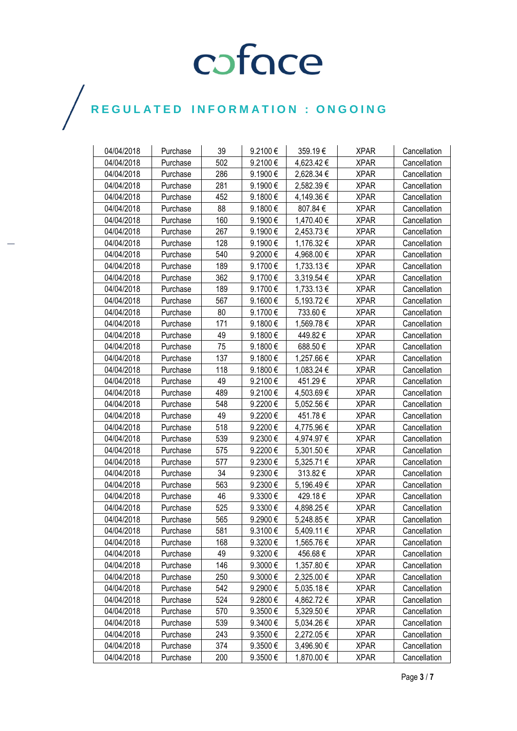# coface

## REGULATED INFORMATION : ONGOING

| | | | | | | |
|---|---|---|---|---|---|---|
| 04/04/2018 | Purchase | 39 | 9.2100 € | 359.19 € | XPAR | Cancellation |
| 04/04/2018 | Purchase | 502 | 9.2100 € | 4,623.42 € | XPAR | Cancellation |
| 04/04/2018 | Purchase | 286 | 9.1900 € | 2,628.34 € | XPAR | Cancellation |
| 04/04/2018 | Purchase | 281 | 9.1900 € | 2,582.39 € | XPAR | Cancellation |
| 04/04/2018 | Purchase | 452 | 9.1800 € | 4,149.36 € | XPAR | Cancellation |
| 04/04/2018 | Purchase | 88 | 9.1800 € | 807.84 € | XPAR | Cancellation |
| 04/04/2018 | Purchase | 160 | 9.1900 € | 1,470.40 € | XPAR | Cancellation |
| 04/04/2018 | Purchase | 267 | 9.1900 € | 2,453.73 € | XPAR | Cancellation |
| 04/04/2018 | Purchase | 128 | 9.1900 € | 1,176.32 € | XPAR | Cancellation |
| 04/04/2018 | Purchase | 540 | 9.2000 € | 4,968.00 € | XPAR | Cancellation |
| 04/04/2018 | Purchase | 189 | 9.1700 € | 1,733.13 € | XPAR | Cancellation |
| 04/04/2018 | Purchase | 362 | 9.1700 € | 3,319.54 € | XPAR | Cancellation |
| 04/04/2018 | Purchase | 189 | 9.1700 € | 1,733.13 € | XPAR | Cancellation |
| 04/04/2018 | Purchase | 567 | 9.1600 € | 5,193.72 € | XPAR | Cancellation |
| 04/04/2018 | Purchase | 80 | 9.1700 € | 733.60 € | XPAR | Cancellation |
| 04/04/2018 | Purchase | 171 | 9.1800 € | 1,569.78 € | XPAR | Cancellation |
| 04/04/2018 | Purchase | 49 | 9.1800 € | 449.82 € | XPAR | Cancellation |
| 04/04/2018 | Purchase | 75 | 9.1800 € | 688.50 € | XPAR | Cancellation |
| 04/04/2018 | Purchase | 137 | 9.1800 € | 1,257.66 € | XPAR | Cancellation |
| 04/04/2018 | Purchase | 118 | 9.1800 € | 1,083.24 € | XPAR | Cancellation |
| 04/04/2018 | Purchase | 49 | 9.2100 € | 451.29 € | XPAR | Cancellation |
| 04/04/2018 | Purchase | 489 | 9.2100 € | 4,503.69 € | XPAR | Cancellation |
| 04/04/2018 | Purchase | 548 | 9.2200 € | 5,052.56 € | XPAR | Cancellation |
| 04/04/2018 | Purchase | 49 | 9.2200 € | 451.78 € | XPAR | Cancellation |
| 04/04/2018 | Purchase | 518 | 9.2200 € | 4,775.96 € | XPAR | Cancellation |
| 04/04/2018 | Purchase | 539 | 9.2300 € | 4,974.97 € | XPAR | Cancellation |
| 04/04/2018 | Purchase | 575 | 9.2200 € | 5,301.50 € | XPAR | Cancellation |
| 04/04/2018 | Purchase | 577 | 9.2300 € | 5,325.71 € | XPAR | Cancellation |
| 04/04/2018 | Purchase | 34 | 9.2300 € | 313.82 € | XPAR | Cancellation |
| 04/04/2018 | Purchase | 563 | 9.2300 € | 5,196.49 € | XPAR | Cancellation |
| 04/04/2018 | Purchase | 46 | 9.3300 € | 429.18 € | XPAR | Cancellation |
| 04/04/2018 | Purchase | 525 | 9.3300 € | 4,898.25 € | XPAR | Cancellation |
| 04/04/2018 | Purchase | 565 | 9.2900 € | 5,248.85 € | XPAR | Cancellation |
| 04/04/2018 | Purchase | 581 | 9.3100 € | 5,409.11 € | XPAR | Cancellation |
| 04/04/2018 | Purchase | 168 | 9.3200 € | 1,565.76 € | XPAR | Cancellation |
| 04/04/2018 | Purchase | 49 | 9.3200 € | 456.68 € | XPAR | Cancellation |
| 04/04/2018 | Purchase | 146 | 9.3000 € | 1,357.80 € | XPAR | Cancellation |
| 04/04/2018 | Purchase | 250 | 9.3000 € | 2,325.00 € | XPAR | Cancellation |
| 04/04/2018 | Purchase | 542 | 9.2900 € | 5,035.18 € | XPAR | Cancellation |
| 04/04/2018 | Purchase | 524 | 9.2800 € | 4,862.72 € | XPAR | Cancellation |
| 04/04/2018 | Purchase | 570 | 9.3500 € | 5,329.50 € | XPAR | Cancellation |
| 04/04/2018 | Purchase | 539 | 9.3400 € | 5,034.26 € | XPAR | Cancellation |
| 04/04/2018 | Purchase | 243 | 9.3500 € | 2,272.05 € | XPAR | Cancellation |
| 04/04/2018 | Purchase | 374 | 9.3500 € | 3,496.90 € | XPAR | Cancellation |
| 04/04/2018 | Purchase | 200 | 9.3500 € | 1,870.00 € | XPAR | Cancellation |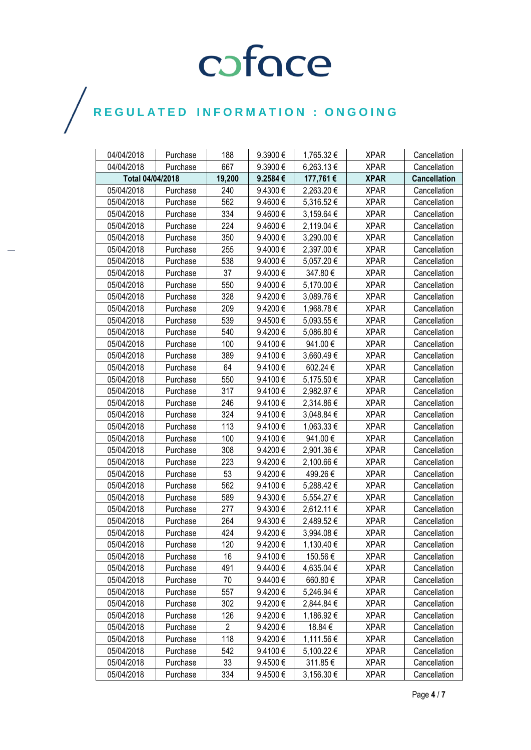# coface

## REGULATED INFORMATION : ONGOING

| 04/04/2018 | Purchase | 188 | 9.3900 € | 1,765.32 € | XPAR | Cancellation |
|---|---|---|---|---|---|---|
| 04/04/2018 | Purchase | 667 | 9.3900 € | 6,263.13 € | XPAR | Cancellation |
| **Total 04/04/2018** | | **19,200** | **9.2584 €** | **177,761 €** | **XPAR** | **Cancellation** |
| 05/04/2018 | Purchase | 240 | 9.4300 € | 2,263.20 € | XPAR | Cancellation |
| 05/04/2018 | Purchase | 562 | 9.4600 € | 5,316.52 € | XPAR | Cancellation |
| 05/04/2018 | Purchase | 334 | 9.4600 € | 3,159.64 € | XPAR | Cancellation |
| 05/04/2018 | Purchase | 224 | 9.4600 € | 2,119.04 € | XPAR | Cancellation |
| 05/04/2018 | Purchase | 350 | 9.4000 € | 3,290.00 € | XPAR | Cancellation |
| 05/04/2018 | Purchase | 255 | 9.4000 € | 2,397.00 € | XPAR | Cancellation |
| 05/04/2018 | Purchase | 538 | 9.4000 € | 5,057.20 € | XPAR | Cancellation |
| 05/04/2018 | Purchase | 37 | 9.4000 € | 347.80 € | XPAR | Cancellation |
| 05/04/2018 | Purchase | 550 | 9.4000 € | 5,170.00 € | XPAR | Cancellation |
| 05/04/2018 | Purchase | 328 | 9.4200 € | 3,089.76 € | XPAR | Cancellation |
| 05/04/2018 | Purchase | 209 | 9.4200 € | 1,968.78 € | XPAR | Cancellation |
| 05/04/2018 | Purchase | 539 | 9.4500 € | 5,093.55 € | XPAR | Cancellation |
| 05/04/2018 | Purchase | 540 | 9.4200 € | 5,086.80 € | XPAR | Cancellation |
| 05/04/2018 | Purchase | 100 | 9.4100 € | 941.00 € | XPAR | Cancellation |
| 05/04/2018 | Purchase | 389 | 9.4100 € | 3,660.49 € | XPAR | Cancellation |
| 05/04/2018 | Purchase | 64 | 9.4100 € | 602.24 € | XPAR | Cancellation |
| 05/04/2018 | Purchase | 550 | 9.4100 € | 5,175.50 € | XPAR | Cancellation |
| 05/04/2018 | Purchase | 317 | 9.4100 € | 2,982.97 € | XPAR | Cancellation |
| 05/04/2018 | Purchase | 246 | 9.4100 € | 2,314.86 € | XPAR | Cancellation |
| 05/04/2018 | Purchase | 324 | 9.4100 € | 3,048.84 € | XPAR | Cancellation |
| 05/04/2018 | Purchase | 113 | 9.4100 € | 1,063.33 € | XPAR | Cancellation |
| 05/04/2018 | Purchase | 100 | 9.4100 € | 941.00 € | XPAR | Cancellation |
| 05/04/2018 | Purchase | 308 | 9.4200 € | 2,901.36 € | XPAR | Cancellation |
| 05/04/2018 | Purchase | 223 | 9.4200 € | 2,100.66 € | XPAR | Cancellation |
| 05/04/2018 | Purchase | 53 | 9.4200 € | 499.26 € | XPAR | Cancellation |
| 05/04/2018 | Purchase | 562 | 9.4100 € | 5,288.42 € | XPAR | Cancellation |
| 05/04/2018 | Purchase | 589 | 9.4300 € | 5,554.27 € | XPAR | Cancellation |
| 05/04/2018 | Purchase | 277 | 9.4300 € | 2,612.11 € | XPAR | Cancellation |
| 05/04/2018 | Purchase | 264 | 9.4300 € | 2,489.52 € | XPAR | Cancellation |
| 05/04/2018 | Purchase | 424 | 9.4200 € | 3,994.08 € | XPAR | Cancellation |
| 05/04/2018 | Purchase | 120 | 9.4200 € | 1,130.40 € | XPAR | Cancellation |
| 05/04/2018 | Purchase | 16 | 9.4100 € | 150.56 € | XPAR | Cancellation |
| 05/04/2018 | Purchase | 491 | 9.4400 € | 4,635.04 € | XPAR | Cancellation |
| 05/04/2018 | Purchase | 70 | 9.4400 € | 660.80 € | XPAR | Cancellation |
| 05/04/2018 | Purchase | 557 | 9.4200 € | 5,246.94 € | XPAR | Cancellation |
| 05/04/2018 | Purchase | 302 | 9.4200 € | 2,844.84 € | XPAR | Cancellation |
| 05/04/2018 | Purchase | 126 | 9.4200 € | 1,186.92 € | XPAR | Cancellation |
| 05/04/2018 | Purchase | 2 | 9.4200 € | 18.84 € | XPAR | Cancellation |
| 05/04/2018 | Purchase | 118 | 9.4200 € | 1,111.56 € | XPAR | Cancellation |
| 05/04/2018 | Purchase | 542 | 9.4100 € | 5,100.22 € | XPAR | Cancellation |
| 05/04/2018 | Purchase | 33 | 9.4500 € | 311.85 € | XPAR | Cancellation |
| 05/04/2018 | Purchase | 334 | 9.4500 € | 3,156.30 € | XPAR | Cancellation |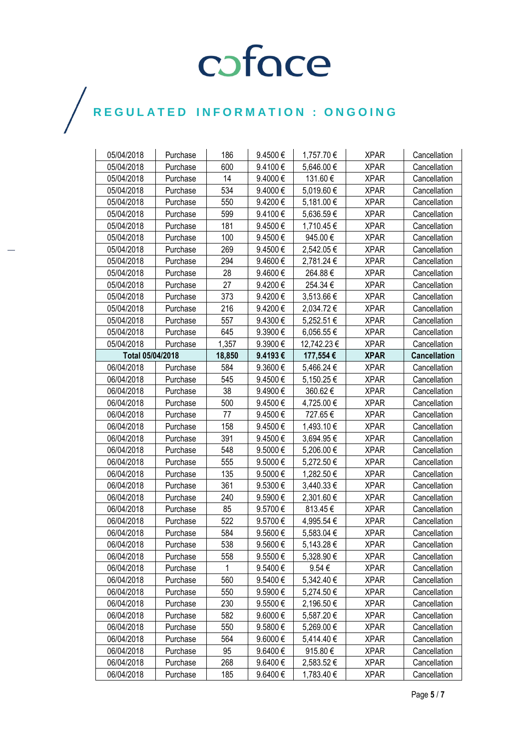# coface

## REGULATED INFORMATION : ONGOING

| | | | | | | |
|---|---|---|---|---|---|---|
| 05/04/2018 | Purchase | 186 | 9.4500 € | 1,757.70 € | XPAR | Cancellation |
| 05/04/2018 | Purchase | 600 | 9.4100 € | 5,646.00 € | XPAR | Cancellation |
| 05/04/2018 | Purchase | 14 | 9.4000 € | 131.60 € | XPAR | Cancellation |
| 05/04/2018 | Purchase | 534 | 9.4000 € | 5,019.60 € | XPAR | Cancellation |
| 05/04/2018 | Purchase | 550 | 9.4200 € | 5,181.00 € | XPAR | Cancellation |
| 05/04/2018 | Purchase | 599 | 9.4100 € | 5,636.59 € | XPAR | Cancellation |
| 05/04/2018 | Purchase | 181 | 9.4500 € | 1,710.45 € | XPAR | Cancellation |
| 05/04/2018 | Purchase | 100 | 9.4500 € | 945.00 € | XPAR | Cancellation |
| 05/04/2018 | Purchase | 269 | 9.4500 € | 2,542.05 € | XPAR | Cancellation |
| 05/04/2018 | Purchase | 294 | 9.4600 € | 2,781.24 € | XPAR | Cancellation |
| 05/04/2018 | Purchase | 28 | 9.4600 € | 264.88 € | XPAR | Cancellation |
| 05/04/2018 | Purchase | 27 | 9.4200 € | 254.34 € | XPAR | Cancellation |
| 05/04/2018 | Purchase | 373 | 9.4200 € | 3,513.66 € | XPAR | Cancellation |
| 05/04/2018 | Purchase | 216 | 9.4200 € | 2,034.72 € | XPAR | Cancellation |
| 05/04/2018 | Purchase | 557 | 9.4300 € | 5,252.51 € | XPAR | Cancellation |
| 05/04/2018 | Purchase | 645 | 9.3900 € | 6,056.55 € | XPAR | Cancellation |
| 05/04/2018 | Purchase | 1,357 | 9.3900 € | 12,742.23 € | XPAR | Cancellation |
| **Total 05/04/2018** | | **18,850** | **9.4193 €** | **177,554 €** | **XPAR** | **Cancellation** |
| 06/04/2018 | Purchase | 584 | 9.3600 € | 5,466.24 € | XPAR | Cancellation |
| 06/04/2018 | Purchase | 545 | 9.4500 € | 5,150.25 € | XPAR | Cancellation |
| 06/04/2018 | Purchase | 38 | 9.4900 € | 360.62 € | XPAR | Cancellation |
| 06/04/2018 | Purchase | 500 | 9.4500 € | 4,725.00 € | XPAR | Cancellation |
| 06/04/2018 | Purchase | 77 | 9.4500 € | 727.65 € | XPAR | Cancellation |
| 06/04/2018 | Purchase | 158 | 9.4500 € | 1,493.10 € | XPAR | Cancellation |
| 06/04/2018 | Purchase | 391 | 9.4500 € | 3,694.95 € | XPAR | Cancellation |
| 06/04/2018 | Purchase | 548 | 9.5000 € | 5,206.00 € | XPAR | Cancellation |
| 06/04/2018 | Purchase | 555 | 9.5000 € | 5,272.50 € | XPAR | Cancellation |
| 06/04/2018 | Purchase | 135 | 9.5000 € | 1,282.50 € | XPAR | Cancellation |
| 06/04/2018 | Purchase | 361 | 9.5300 € | 3,440.33 € | XPAR | Cancellation |
| 06/04/2018 | Purchase | 240 | 9.5900 € | 2,301.60 € | XPAR | Cancellation |
| 06/04/2018 | Purchase | 85 | 9.5700 € | 813.45 € | XPAR | Cancellation |
| 06/04/2018 | Purchase | 522 | 9.5700 € | 4,995.54 € | XPAR | Cancellation |
| 06/04/2018 | Purchase | 584 | 9.5600 € | 5,583.04 € | XPAR | Cancellation |
| 06/04/2018 | Purchase | 538 | 9.5600 € | 5,143.28 € | XPAR | Cancellation |
| 06/04/2018 | Purchase | 558 | 9.5500 € | 5,328.90 € | XPAR | Cancellation |
| 06/04/2018 | Purchase | 1 | 9.5400 € | 9.54 € | XPAR | Cancellation |
| 06/04/2018 | Purchase | 560 | 9.5400 € | 5,342.40 € | XPAR | Cancellation |
| 06/04/2018 | Purchase | 550 | 9.5900 € | 5,274.50 € | XPAR | Cancellation |
| 06/04/2018 | Purchase | 230 | 9.5500 € | 2,196.50 € | XPAR | Cancellation |
| 06/04/2018 | Purchase | 582 | 9.6000 € | 5,587.20 € | XPAR | Cancellation |
| 06/04/2018 | Purchase | 550 | 9.5800 € | 5,269.00 € | XPAR | Cancellation |
| 06/04/2018 | Purchase | 564 | 9.6000 € | 5,414.40 € | XPAR | Cancellation |
| 06/04/2018 | Purchase | 95 | 9.6400 € | 915.80 € | XPAR | Cancellation |
| 06/04/2018 | Purchase | 268 | 9.6400 € | 2,583.52 € | XPAR | Cancellation |
| 06/04/2018 | Purchase | 185 | 9.6400 € | 1,783.40 € | XPAR | Cancellation |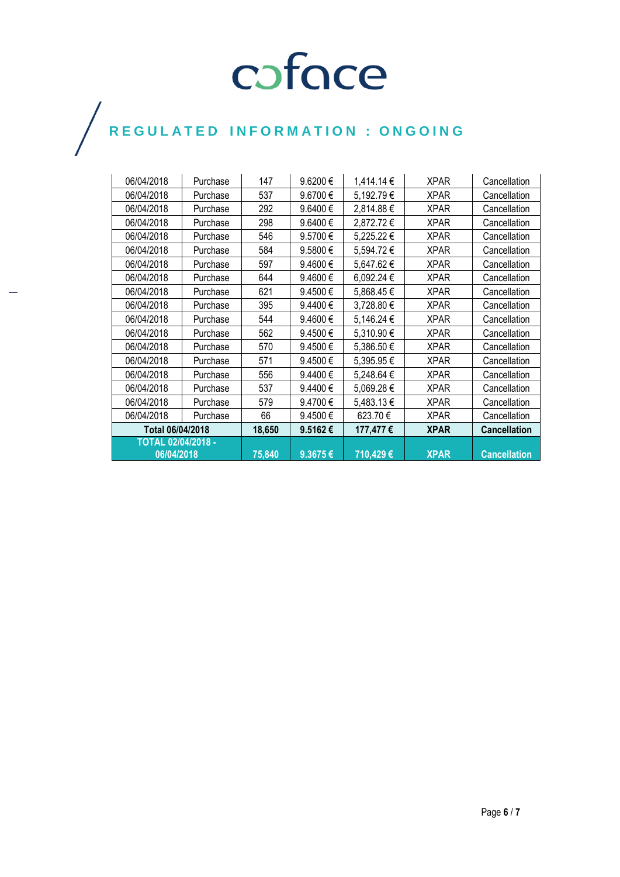# REGULATED INFORMATION : ONGOING

| | | | | | | |
|---|---|---|---|---|---|---|
| 06/04/2018 | Purchase | 147 | 9.6200 € | 1,414.14 € | XPAR | Cancellation |
| 06/04/2018 | Purchase | 537 | 9.6700 € | 5,192.79 € | XPAR | Cancellation |
| 06/04/2018 | Purchase | 292 | 9.6400 € | 2,814.88 € | XPAR | Cancellation |
| 06/04/2018 | Purchase | 298 | 9.6400 € | 2,872.72 € | XPAR | Cancellation |
| 06/04/2018 | Purchase | 546 | 9.5700 € | 5,225.22 € | XPAR | Cancellation |
| 06/04/2018 | Purchase | 584 | 9.5800 € | 5,594.72 € | XPAR | Cancellation |
| 06/04/2018 | Purchase | 597 | 9.4600 € | 5,647.62 € | XPAR | Cancellation |
| 06/04/2018 | Purchase | 644 | 9.4600 € | 6,092.24 € | XPAR | Cancellation |
| 06/04/2018 | Purchase | 621 | 9.4500 € | 5,868.45 € | XPAR | Cancellation |
| 06/04/2018 | Purchase | 395 | 9.4400 € | 3,728.80 € | XPAR | Cancellation |
| 06/04/2018 | Purchase | 544 | 9.4600 € | 5,146.24 € | XPAR | Cancellation |
| 06/04/2018 | Purchase | 562 | 9.4500 € | 5,310.90 € | XPAR | Cancellation |
| 06/04/2018 | Purchase | 570 | 9.4500 € | 5,386.50 € | XPAR | Cancellation |
| 06/04/2018 | Purchase | 571 | 9.4500 € | 5,395.95 € | XPAR | Cancellation |
| 06/04/2018 | Purchase | 556 | 9.4400 € | 5,248.64 € | XPAR | Cancellation |
| 06/04/2018 | Purchase | 537 | 9.4400 € | 5,069.28 € | XPAR | Cancellation |
| 06/04/2018 | Purchase | 579 | 9.4700 € | 5,483.13 € | XPAR | Cancellation |
| 06/04/2018 | Purchase | 66 | 9.4500 € | 623.70 € | XPAR | Cancellation |
| **Total 06/04/2018** | | **18,650** | **9.5162 €** | **177,477 €** | **XPAR** | **Cancellation** |
| **TOTAL 02/04/2018 - 06/04/2018** | | **75,840** | **9.3675 €** | **710,429 €** | **XPAR** | **Cancellation** |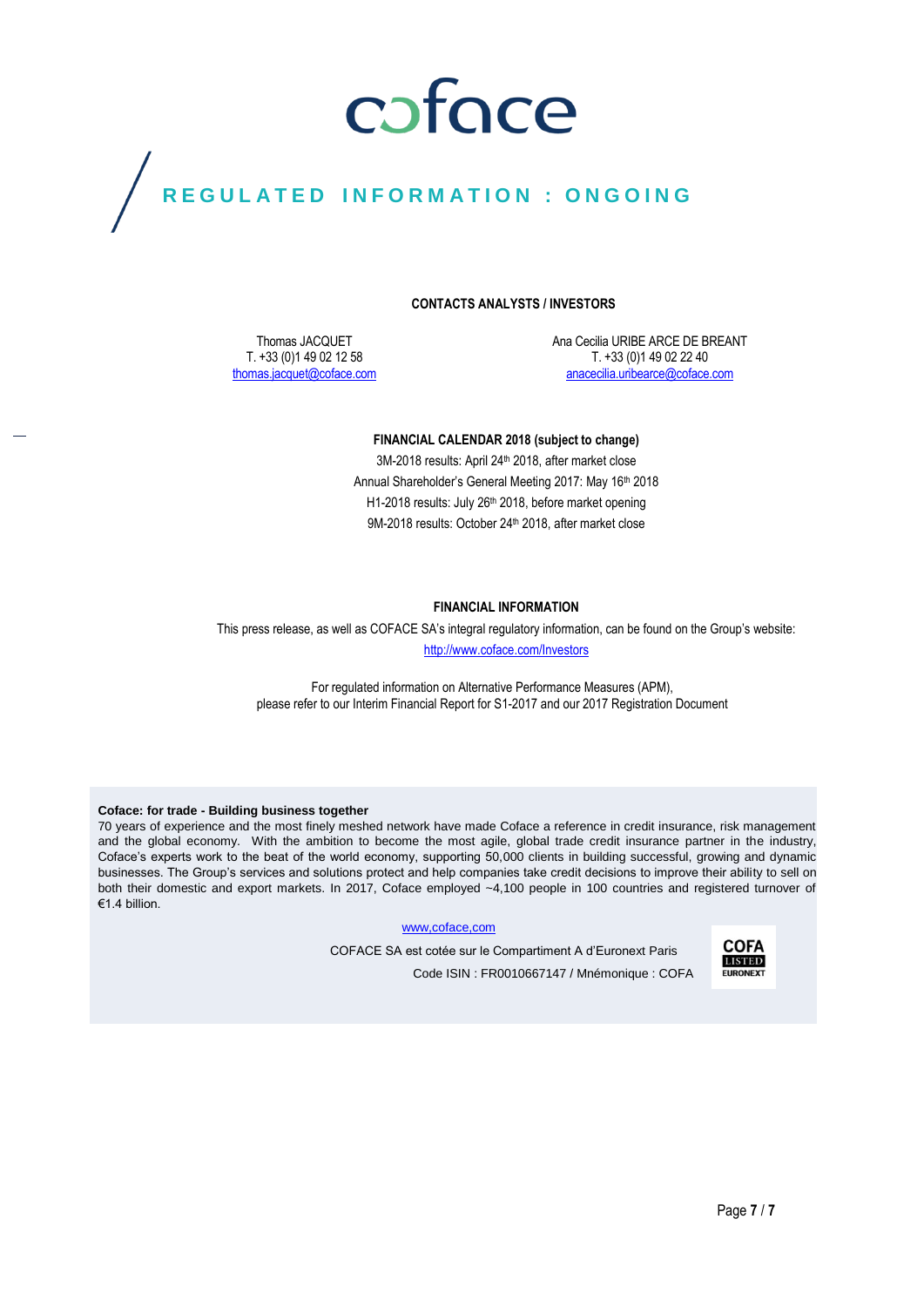# REGULATED INFORMATION : ONGOING

**CONTACTS ANALYSTS / INVESTORS**

Thomas JACQUET
T. +33 (0)1 49 02 12 58
thomas.jacquet@coface.com

Ana Cecilia URIBE ARCE DE BREANT
T. +33 (0)1 49 02 22 40
anacecilia.uribearce@coface.com

**FINANCIAL CALENDAR 2018 (subject to change)**

3M-2018 results: April 24th 2018, after market close
Annual Shareholder's General Meeting 2017: May 16th 2018
H1-2018 results: July 26th 2018, before market opening
9M-2018 results: October 24th 2018, after market close

**FINANCIAL INFORMATION**

This press release, as well as COFACE SA's integral regulatory information, can be found on the Group's website:
http://www.coface.com/Investors

For regulated information on Alternative Performance Measures (APM),
please refer to our Interim Financial Report for S1-2017 and our 2017 Registration Document

**Coface: for trade - Building business together**

70 years of experience and the most finely meshed network have made Coface a reference in credit insurance, risk management and the global economy. With the ambition to become the most agile, global trade credit insurance partner in the industry, Coface's experts work to the beat of the world economy, supporting 50,000 clients in building successful, growing and dynamic businesses. The Group's services and solutions protect and help companies take credit decisions to improve their ability to sell on both their domestic and export markets. In 2017, Coface employed ~4,100 people in 100 countries and registered turnover of €1.4 billion.

www,coface,com

COFACE SA est cotée sur le Compartiment A d'Euronext Paris
Code ISIN : FR0010667147 / Mnémonique : COFA

COFA LISTED EURONEXT